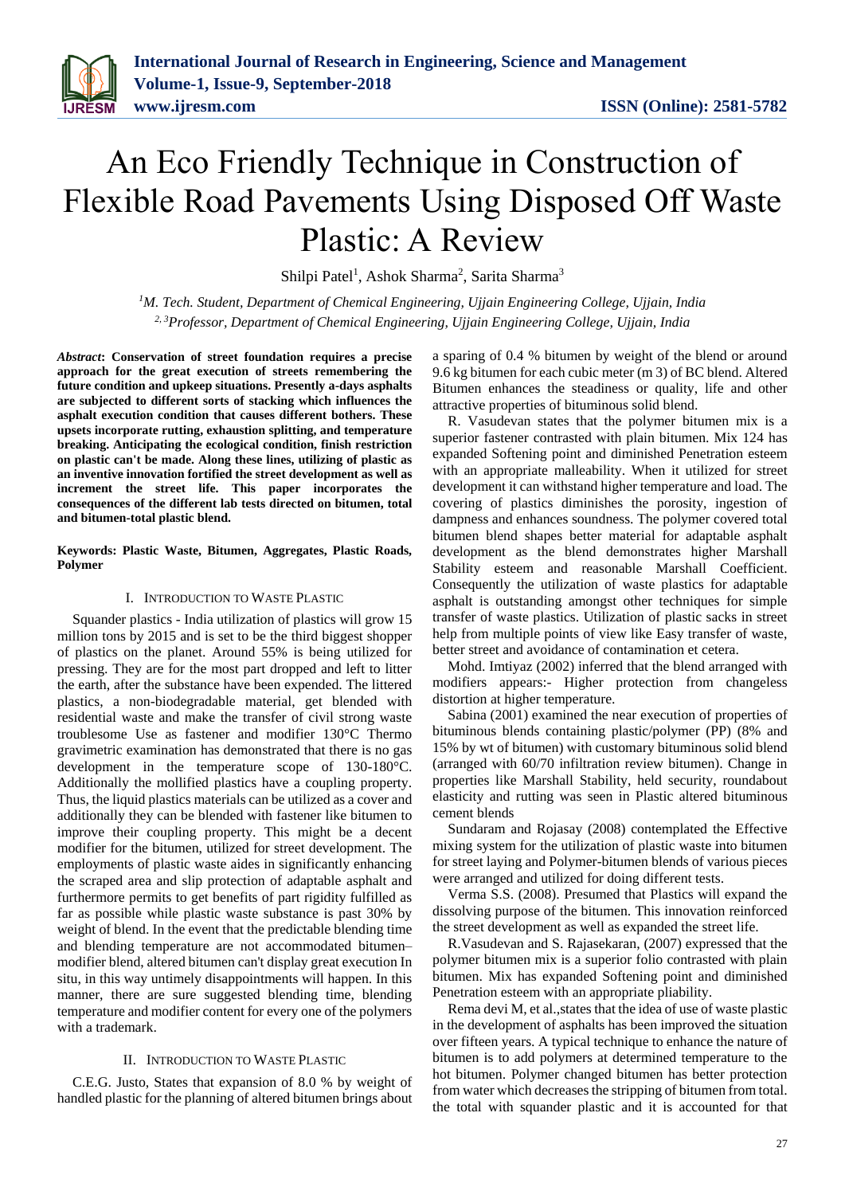# An Eco Friendly Technique in Construction of Flexible Road Pavements Using Disposed Off Waste Plastic: A Review

Shilpi Patel[1], Ashok Sharma[2], Sarita Sharma[3]

[1]*M. Tech. Student, Department of Chemical Engineering, Ujjain Engineering College, Ujjain, India*
[2, 3]*Professor, Department of Chemical Engineering, Ujjain Engineering College, Ujjain, India*

***Abstract*: Conservation of street foundation requires a precise approach for the great execution of streets remembering the future condition and upkeep situations. Presently a-days asphalts are subjected to different sorts of stacking which influences the asphalt execution condition that causes different bothers. These upsets incorporate rutting, exhaustion splitting, and temperature breaking. Anticipating the ecological condition, finish restriction on plastic can't be made. Along these lines, utilizing of plastic as an inventive innovation fortified the street development as well as increment the street life. This paper incorporates the consequences of the different lab tests directed on bitumen, total and bitumen-total plastic blend.**

**Keywords: Plastic Waste, Bitumen, Aggregates, Plastic Roads, Polymer**

## I. Introduction to Waste Plastic

Squander plastics - India utilization of plastics will grow 15 million tons by 2015 and is set to be the third biggest shopper of plastics on the planet. Around 55% is being utilized for pressing. They are for the most part dropped and left to litter the earth, after the substance have been expended. The littered plastics, a non-biodegradable material, get blended with residential waste and make the transfer of civil strong waste troublesome Use as fastener and modifier 130°C Thermo gravimetric examination has demonstrated that there is no gas development in the temperature scope of 130-180°C. Additionally the mollified plastics have a coupling property. Thus, the liquid plastics materials can be utilized as a cover and additionally they can be blended with fastener like bitumen to improve their coupling property. This might be a decent modifier for the bitumen, utilized for street development. The employments of plastic waste aides in significantly enhancing the scraped area and slip protection of adaptable asphalt and furthermore permits to get benefits of part rigidity fulfilled as far as possible while plastic waste substance is past 30% by weight of blend. In the event that the predictable blending time and blending temperature are not accommodated bitumen–modifier blend, altered bitumen can't display great execution In situ, in this way untimely disappointments will happen. In this manner, there are sure suggested blending time, blending temperature and modifier content for every one of the polymers with a trademark.

## II. Introduction to Waste Plastic

C.E.G. Justo, States that expansion of 8.0 % by weight of handled plastic for the planning of altered bitumen brings about a sparing of 0.4 % bitumen by weight of the blend or around 9.6 kg bitumen for each cubic meter (m 3) of BC blend. Altered Bitumen enhances the steadiness or quality, life and other attractive properties of bituminous solid blend.

R. Vasudevan states that the polymer bitumen mix is a superior fastener contrasted with plain bitumen. Mix 124 has expanded Softening point and diminished Penetration esteem with an appropriate malleability. When it utilized for street development it can withstand higher temperature and load. The covering of plastics diminishes the porosity, ingestion of dampness and enhances soundness. The polymer covered total bitumen blend shapes better material for adaptable asphalt development as the blend demonstrates higher Marshall Stability esteem and reasonable Marshall Coefficient. Consequently the utilization of waste plastics for adaptable asphalt is outstanding amongst other techniques for simple transfer of waste plastics. Utilization of plastic sacks in street help from multiple points of view like Easy transfer of waste, better street and avoidance of contamination et cetera.

Mohd. Imtiyaz (2002) inferred that the blend arranged with modifiers appears:- Higher protection from changeless distortion at higher temperature.

Sabina (2001) examined the near execution of properties of bituminous blends containing plastic/polymer (PP) (8% and 15% by wt of bitumen) with customary bituminous solid blend (arranged with 60/70 infiltration review bitumen). Change in properties like Marshall Stability, held security, roundabout elasticity and rutting was seen in Plastic altered bituminous cement blends

Sundaram and Rojasay (2008) contemplated the Effective mixing system for the utilization of plastic waste into bitumen for street laying and Polymer-bitumen blends of various pieces were arranged and utilized for doing different tests.

Verma S.S. (2008). Presumed that Plastics will expand the dissolving purpose of the bitumen. This innovation reinforced the street development as well as expanded the street life.

R.Vasudevan and S. Rajasekaran, (2007) expressed that the polymer bitumen mix is a superior folio contrasted with plain bitumen. Mix has expanded Softening point and diminished Penetration esteem with an appropriate pliability.

Rema devi M, et al.,states that the idea of use of waste plastic in the development of asphalts has been improved the situation over fifteen years. A typical technique to enhance the nature of bitumen is to add polymers at determined temperature to the hot bitumen. Polymer changed bitumen has better protection from water which decreases the stripping of bitumen from total. the total with squander plastic and it is accounted for that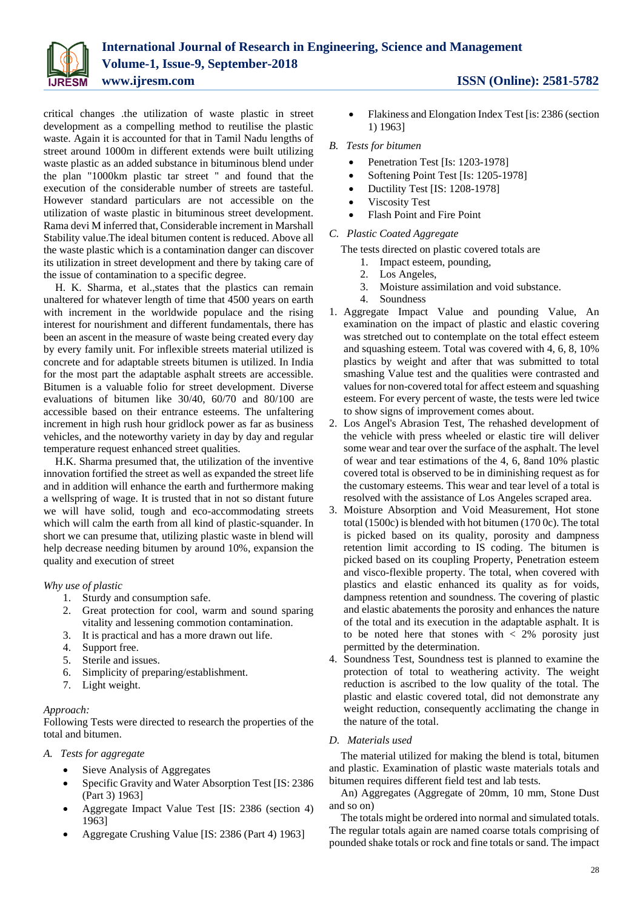critical changes .the utilization of waste plastic in street development as a compelling method to reutilise the plastic waste. Again it is accounted for that in Tamil Nadu lengths of street around 1000m in different extends were built utilizing waste plastic as an added substance in bituminous blend under the plan "1000km plastic tar street " and found that the execution of the considerable number of streets are tasteful. However standard particulars are not accessible on the utilization of waste plastic in bituminous street development. Rama devi M inferred that, Considerable increment in Marshall Stability value.The ideal bitumen content is reduced. Above all the waste plastic which is a contamination danger can discover its utilization in street development and there by taking care of the issue of contamination to a specific degree.

H. K. Sharma, et al.,states that the plastics can remain unaltered for whatever length of time that 4500 years on earth with increment in the worldwide populace and the rising interest for nourishment and different fundamentals, there has been an ascent in the measure of waste being created every day by every family unit. For inflexible streets material utilized is concrete and for adaptable streets bitumen is utilized. In India for the most part the adaptable asphalt streets are accessible. Bitumen is a valuable folio for street development. Diverse evaluations of bitumen like 30/40, 60/70 and 80/100 are accessible based on their entrance esteems. The unfaltering increment in high rush hour gridlock power as far as business vehicles, and the noteworthy variety in day by day and regular temperature request enhanced street qualities.

H.K. Sharma presumed that, the utilization of the inventive innovation fortified the street as well as expanded the street life and in addition will enhance the earth and furthermore making a wellspring of wage. It is trusted that in not so distant future we will have solid, tough and eco-accommodating streets which will calm the earth from all kind of plastic-squander. In short we can presume that, utilizing plastic waste in blend will help decrease needing bitumen by around 10%, expansion the quality and execution of street

*Why use of plastic*

1. Sturdy and consumption safe.
2. Great protection for cool, warm and sound sparing vitality and lessening commotion contamination.
3. It is practical and has a more drawn out life.
4. Support free.
5. Sterile and issues.
6. Simplicity of preparing/establishment.
7. Light weight.

*Approach:*

Following Tests were directed to research the properties of the total and bitumen.

*A. Tests for aggregate*

- Sieve Analysis of Aggregates
- Specific Gravity and Water Absorption Test [IS: 2386 (Part 3) 1963]
- Aggregate Impact Value Test [IS: 2386 (section 4) 1963]
- Aggregate Crushing Value [IS: 2386 (Part 4) 1963]
- Flakiness and Elongation Index Test [is: 2386 (section 1) 1963]

*B. Tests for bitumen*

- Penetration Test [Is: 1203-1978]
- Softening Point Test [Is: 1205-1978]
- Ductility Test [IS: 1208-1978]
- Viscosity Test
- Flash Point and Fire Point

*C. Plastic Coated Aggregate*

The tests directed on plastic covered totals are

1. Impact esteem, pounding,
2. Los Angeles,
3. Moisture assimilation and void substance.
4. Soundness

1. Aggregate Impact Value and pounding Value, An examination on the impact of plastic and elastic covering was stretched out to contemplate on the total effect esteem and squashing esteem. Total was covered with 4, 6, 8, 10% plastics by weight and after that was submitted to total smashing Value test and the qualities were contrasted and values for non-covered total for affect esteem and squashing esteem. For every percent of waste, the tests were led twice to show signs of improvement comes about.
2. Los Angel's Abrasion Test, The rehashed development of the vehicle with press wheeled or elastic tire will deliver some wear and tear over the surface of the asphalt. The level of wear and tear estimations of the 4, 6, 8and 10% plastic covered total is observed to be in diminishing request as for the customary esteems. This wear and tear level of a total is resolved with the assistance of Los Angeles scraped area.
3. Moisture Absorption and Void Measurement, Hot stone total (1500c) is blended with hot bitumen (170 0c). The total is picked based on its quality, porosity and dampness retention limit according to IS coding. The bitumen is picked based on its coupling Property, Penetration esteem and visco-flexible property. The total, when covered with plastics and elastic enhanced its quality as for voids, dampness retention and soundness. The covering of plastic and elastic abatements the porosity and enhances the nature of the total and its execution in the adaptable asphalt. It is to be noted here that stones with < 2% porosity just permitted by the determination.
4. Soundness Test, Soundness test is planned to examine the protection of total to weathering activity. The weight reduction is ascribed to the low quality of the total. The plastic and elastic covered total, did not demonstrate any weight reduction, consequently acclimating the change in the nature of the total.

*D. Materials used*

The material utilized for making the blend is total, bitumen and plastic. Examination of plastic waste materials totals and bitumen requires different field test and lab tests.

An) Aggregates (Aggregate of 20mm, 10 mm, Stone Dust and so on)

The totals might be ordered into normal and simulated totals. The regular totals again are named coarse totals comprising of pounded shake totals or rock and fine totals or sand. The impact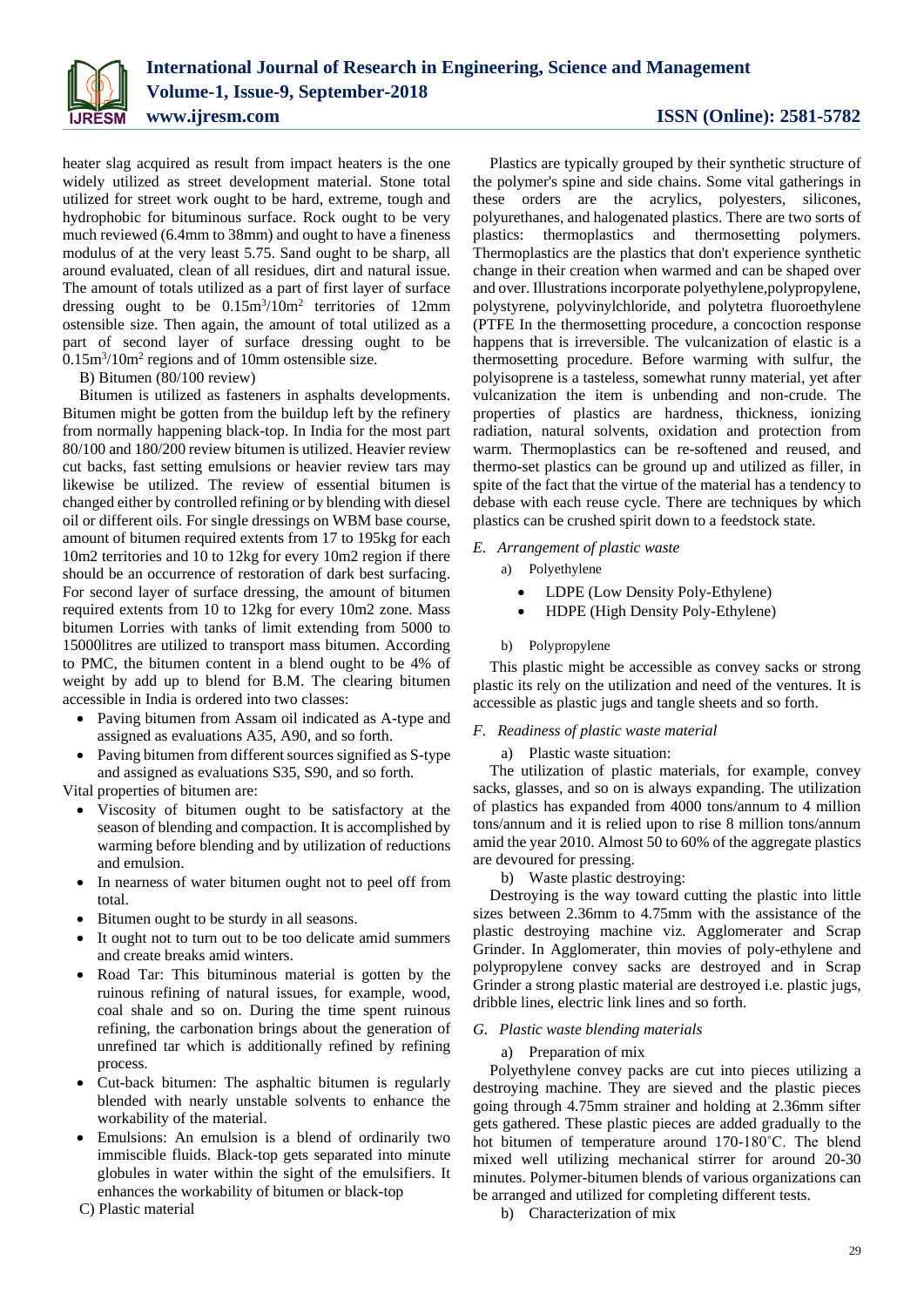heater slag acquired as result from impact heaters is the one widely utilized as street development material. Stone total utilized for street work ought to be hard, extreme, tough and hydrophobic for bituminous surface. Rock ought to be very much reviewed (6.4mm to 38mm) and ought to have a fineness modulus of at the very least 5.75. Sand ought to be sharp, all around evaluated, clean of all residues, dirt and natural issue. The amount of totals utilized as a part of first layer of surface dressing ought to be $0.15m^3/10m^2$ territories of 12mm ostensible size. Then again, the amount of total utilized as a part of second layer of surface dressing ought to be $0.15m^3/10m^2$ regions and of 10mm ostensible size.

B) Bitumen (80/100 review)

Bitumen is utilized as fasteners in asphalts developments. Bitumen might be gotten from the buildup left by the refinery from normally happening black-top. In India for the most part 80/100 and 180/200 review bitumen is utilized. Heavier review cut backs, fast setting emulsions or heavier review tars may likewise be utilized. The review of essential bitumen is changed either by controlled refining or by blending with diesel oil or different oils. For single dressings on WBM base course, amount of bitumen required extents from 17 to 195kg for each 10m2 territories and 10 to 12kg for every 10m2 region if there should be an occurrence of restoration of dark best surfacing. For second layer of surface dressing, the amount of bitumen required extents from 10 to 12kg for every 10m2 zone. Mass bitumen Lorries with tanks of limit extending from 5000 to 15000litres are utilized to transport mass bitumen. According to PMC, the bitumen content in a blend ought to be 4% of weight by add up to blend for B.M. The clearing bitumen accessible in India is ordered into two classes:

- Paving bitumen from Assam oil indicated as A-type and assigned as evaluations A35, A90, and so forth.
- Paving bitumen from different sources signified as S-type and assigned as evaluations S35, S90, and so forth.

Vital properties of bitumen are:

- Viscosity of bitumen ought to be satisfactory at the season of blending and compaction. It is accomplished by warming before blending and by utilization of reductions and emulsion.
- In nearness of water bitumen ought not to peel off from total.
- Bitumen ought to be sturdy in all seasons.
- It ought not to turn out to be too delicate amid summers and create breaks amid winters.
- Road Tar: This bituminous material is gotten by the ruinous refining of natural issues, for example, wood, coal shale and so on. During the time spent ruinous refining, the carbonation brings about the generation of unrefined tar which is additionally refined by refining process.
- Cut-back bitumen: The asphaltic bitumen is regularly blended with nearly unstable solvents to enhance the workability of the material.
- Emulsions: An emulsion is a blend of ordinarily two immiscible fluids. Black-top gets separated into minute globules in water within the sight of the emulsifiers. It enhances the workability of bitumen or black-top

C) Plastic material

Plastics are typically grouped by their synthetic structure of the polymer's spine and side chains. Some vital gatherings in these orders are the acrylics, polyesters, silicones, polyurethanes, and halogenated plastics. There are two sorts of plastics: thermoplastics and thermosetting polymers. Thermoplastics are the plastics that don't experience synthetic change in their creation when warmed and can be shaped over and over. Illustrations incorporate polyethylene,polypropylene, polystyrene, polyvinylchloride, and polytetra fluoroethylene (PTFE In the thermosetting procedure, a concoction response happens that is irreversible. The vulcanization of elastic is a thermosetting procedure. Before warming with sulfur, the polyisoprene is a tasteless, somewhat runny material, yet after vulcanization the item is unbending and non-crude. The properties of plastics are hardness, thickness, ionizing radiation, natural solvents, oxidation and protection from warm. Thermoplastics can be re-softened and reused, and thermo-set plastics can be ground up and utilized as filler, in spite of the fact that the virtue of the material has a tendency to debase with each reuse cycle. There are techniques by which plastics can be crushed spirit down to a feedstock state.

### E. *Arrangement of plastic waste*

a) Polyethylene

- LDPE (Low Density Poly-Ethylene)
- HDPE (High Density Poly-Ethylene)

b) Polypropylene

This plastic might be accessible as convey sacks or strong plastic its rely on the utilization and need of the ventures. It is accessible as plastic jugs and tangle sheets and so forth.

### F. *Readiness of plastic waste material*

a) Plastic waste situation:

The utilization of plastic materials, for example, convey sacks, glasses, and so on is always expanding. The utilization of plastics has expanded from 4000 tons/annum to 4 million tons/annum and it is relied upon to rise 8 million tons/annum amid the year 2010. Almost 50 to 60% of the aggregate plastics are devoured for pressing.

b) Waste plastic destroying:

Destroying is the way toward cutting the plastic into little sizes between 2.36mm to 4.75mm with the assistance of the plastic destroying machine viz. Agglomerater and Scrap Grinder. In Agglomerater, thin movies of poly-ethylene and polypropylene convey sacks are destroyed and in Scrap Grinder a strong plastic material are destroyed i.e. plastic jugs, dribble lines, electric link lines and so forth.

### G. *Plastic waste blending materials*

a) Preparation of mix

Polyethylene convey packs are cut into pieces utilizing a destroying machine. They are sieved and the plastic pieces going through 4.75mm strainer and holding at 2.36mm sifter gets gathered. These plastic pieces are added gradually to the hot bitumen of temperature around 170-180˚C. The blend mixed well utilizing mechanical stirrer for around 20-30 minutes. Polymer-bitumen blends of various organizations can be arranged and utilized for completing different tests.

b) Characterization of mix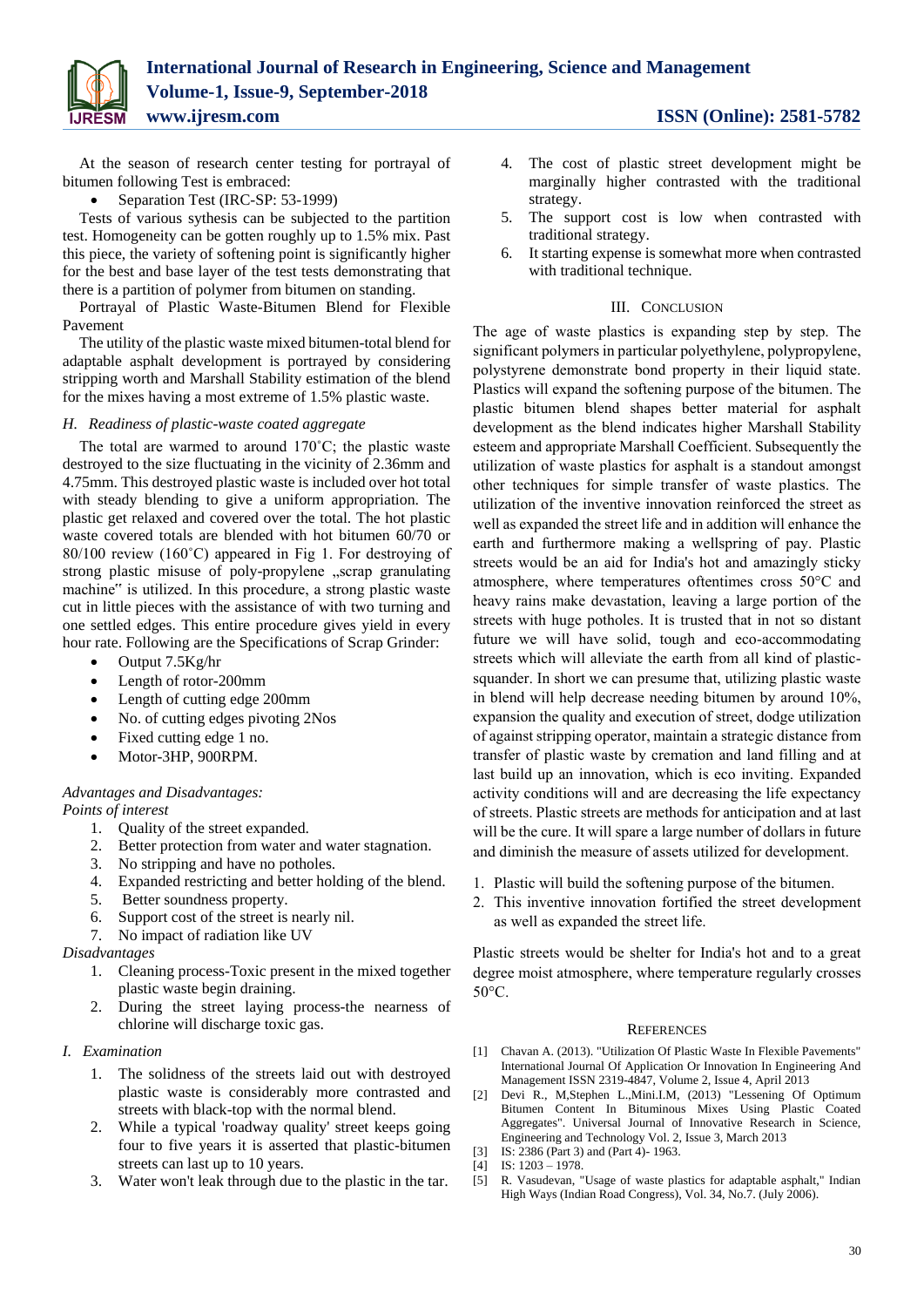At the season of research center testing for portrayal of bitumen following Test is embraced:

- Separation Test (IRC-SP: 53-1999)

Tests of various sythesis can be subjected to the partition test. Homogeneity can be gotten roughly up to 1.5% mix. Past this piece, the variety of softening point is significantly higher for the best and base layer of the test tests demonstrating that there is a partition of polymer from bitumen on standing.

Portrayal of Plastic Waste-Bitumen Blend for Flexible Pavement

The utility of the plastic waste mixed bitumen-total blend for adaptable asphalt development is portrayed by considering stripping worth and Marshall Stability estimation of the blend for the mixes having a most extreme of 1.5% plastic waste.

*H. Readiness of plastic-waste coated aggregate*

The total are warmed to around 170˚C; the plastic waste destroyed to the size fluctuating in the vicinity of 2.36mm and 4.75mm. This destroyed plastic waste is included over hot total with steady blending to give a uniform appropriation. The plastic get relaxed and covered over the total. The hot plastic waste covered totals are blended with hot bitumen 60/70 or 80/100 review (160˚C) appeared in Fig 1. For destroying of strong plastic misuse of poly-propylene „scrap granulating machine" is utilized. In this procedure, a strong plastic waste cut in little pieces with the assistance of with two turning and one settled edges. This entire procedure gives yield in every hour rate. Following are the Specifications of Scrap Grinder:

- Output 7.5Kg/hr
- Length of rotor-200mm
- Length of cutting edge 200mm
- No. of cutting edges pivoting 2Nos
- Fixed cutting edge 1 no.
- Motor-3HP, 900RPM.

*Advantages and Disadvantages:*

*Points of interest*

1. Quality of the street expanded.
2. Better protection from water and water stagnation.
3. No stripping and have no potholes.
4. Expanded restricting and better holding of the blend.
5. Better soundness property.
6. Support cost of the street is nearly nil.
7. No impact of radiation like UV

*Disadvantages*

1. Cleaning process-Toxic present in the mixed together plastic waste begin draining.
2. During the street laying process-the nearness of chlorine will discharge toxic gas.

*I. Examination*

1. The solidness of the streets laid out with destroyed plastic waste is considerably more contrasted and streets with black-top with the normal blend.
2. While a typical 'roadway quality' street keeps going four to five years it is asserted that plastic-bitumen streets can last up to 10 years.
3. Water won't leak through due to the plastic in the tar.
4. The cost of plastic street development might be marginally higher contrasted with the traditional strategy.
5. The support cost is low when contrasted with traditional strategy.
6. It starting expense is somewhat more when contrasted with traditional technique.

## III. Conclusion

The age of waste plastics is expanding step by step. The significant polymers in particular polyethylene, polypropylene, polystyrene demonstrate bond property in their liquid state. Plastics will expand the softening purpose of the bitumen. The plastic bitumen blend shapes better material for asphalt development as the blend indicates higher Marshall Stability esteem and appropriate Marshall Coefficient. Subsequently the utilization of waste plastics for asphalt is a standout amongst other techniques for simple transfer of waste plastics. The utilization of the inventive innovation reinforced the street as well as expanded the street life and in addition will enhance the earth and furthermore making a wellspring of pay. Plastic streets would be an aid for India's hot and amazingly sticky atmosphere, where temperatures oftentimes cross 50°C and heavy rains make devastation, leaving a large portion of the streets with huge potholes. It is trusted that in not so distant future we will have solid, tough and eco-accommodating streets which will alleviate the earth from all kind of plastic-squander. In short we can presume that, utilizing plastic waste in blend will help decrease needing bitumen by around 10%, expansion the quality and execution of street, dodge utilization of against stripping operator, maintain a strategic distance from transfer of plastic waste by cremation and land filling and at last build up an innovation, which is eco inviting. Expanded activity conditions will and are decreasing the life expectancy of streets. Plastic streets are methods for anticipation and at last will be the cure. It will spare a large number of dollars in future and diminish the measure of assets utilized for development.

1. Plastic will build the softening purpose of the bitumen.
2. This inventive innovation fortified the street development as well as expanded the street life.

Plastic streets would be shelter for India's hot and to a great degree moist atmosphere, where temperature regularly crosses 50°C.

## References

[1] Chavan A. (2013). "Utilization Of Plastic Waste In Flexible Pavements" International Journal Of Application Or Innovation In Engineering And Management ISSN 2319-4847, Volume 2, Issue 4, April 2013

[2] Devi R., M,Stephen L.,Mini.I.M, (2013) "Lessening Of Optimum Bitumen Content In Bituminous Mixes Using Plastic Coated Aggregates". Universal Journal of Innovative Research in Science, Engineering and Technology Vol. 2, Issue 3, March 2013

[3] IS: 2386 (Part 3) and (Part 4)- 1963.

[4] IS: 1203 – 1978.

[5] R. Vasudevan, "Usage of waste plastics for adaptable asphalt," Indian High Ways (Indian Road Congress), Vol. 34, No.7. (July 2006).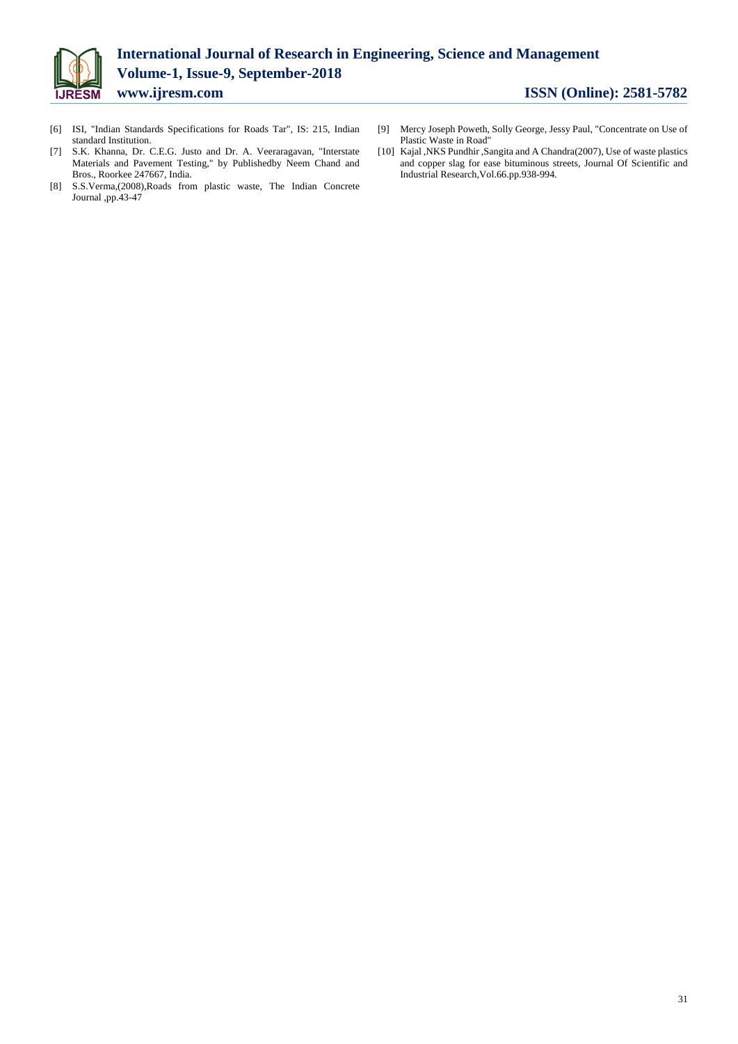[6] ISI, "Indian Standards Specifications for Roads Tar", IS: 215, Indian standard Institution.

[7] S.K. Khanna, Dr. C.E.G. Justo and Dr. A. Veeraragavan, "Interstate Materials and Pavement Testing," by Publishedby Neem Chand and Bros., Roorkee 247667, India.

[8] S.S.Verma,(2008),Roads from plastic waste, The Indian Concrete Journal ,pp.43-47

[9] Mercy Joseph Poweth, Solly George, Jessy Paul, "Concentrate on Use of Plastic Waste in Road"

[10] Kajal ,NKS Pundhir ,Sangita and A Chandra(2007), Use of waste plastics and copper slag for ease bituminous streets, Journal Of Scientific and Industrial Research,Vol.66.pp.938-994.